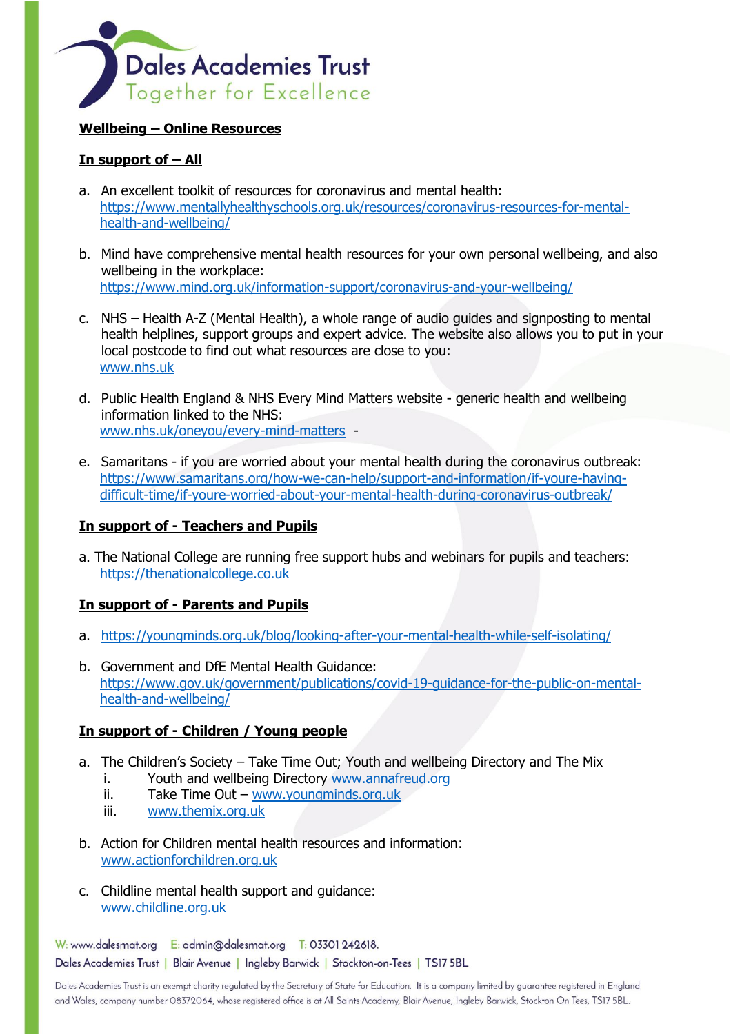**Dales Academies Trust**
Together for Excellence

## Wellbeing – Online Resources

### In support of – All

a. An excellent toolkit of resources for coronavirus and mental health:
   https://www.mentallyhealthyschools.org.uk/resources/coronavirus-resources-for-mental-health-and-wellbeing/

b. Mind have comprehensive mental health resources for your own personal wellbeing, and also wellbeing in the workplace:
   https://www.mind.org.uk/information-support/coronavirus-and-your-wellbeing/

c. NHS – Health A-Z (Mental Health), a whole range of audio guides and signposting to mental health helplines, support groups and expert advice. The website also allows you to put in your local postcode to find out what resources are close to you:
   www.nhs.uk

d. Public Health England & NHS Every Mind Matters website - generic health and wellbeing information linked to the NHS:
   www.nhs.uk/oneyou/every-mind-matters -

e. Samaritans - if you are worried about your mental health during the coronavirus outbreak:
   https://www.samaritans.org/how-we-can-help/support-and-information/if-youre-having-difficult-time/if-youre-worried-about-your-mental-health-during-coronavirus-outbreak/

### In support of - Teachers and Pupils

a. The National College are running free support hubs and webinars for pupils and teachers:
   https://thenationalcollege.co.uk

### In support of - Parents and Pupils

a. https://youngminds.org.uk/blog/looking-after-your-mental-health-while-self-isolating/

b. Government and DfE Mental Health Guidance:
   https://www.gov.uk/government/publications/covid-19-guidance-for-the-public-on-mental-health-and-wellbeing/

### In support of - Children / Young people

a. The Children's Society – Take Time Out; Youth and wellbeing Directory and The Mix
   i. Youth and wellbeing Directory www.annafreud.org
   ii. Take Time Out – www.youngminds.org.uk
   iii. www.themix.org.uk

b. Action for Children mental health resources and information:
   www.actionforchildren.org.uk

c. Childline mental health support and guidance:
   www.childline.org.uk

W: www.dalesmat.org E: admin@dalesmat.org T: 03301 242618.
Dales Academies Trust | Blair Avenue | Ingleby Barwick | Stockton-on-Tees | TS17 5BL

Dales Academies Trust is an exempt charity regulated by the Secretary of State for Education. It is a company limited by guarantee registered in England and Wales, company number 08372064, whose registered office is at All Saints Academy, Blair Avenue, Ingleby Barwick, Stockton On Tees, TS17 5BL.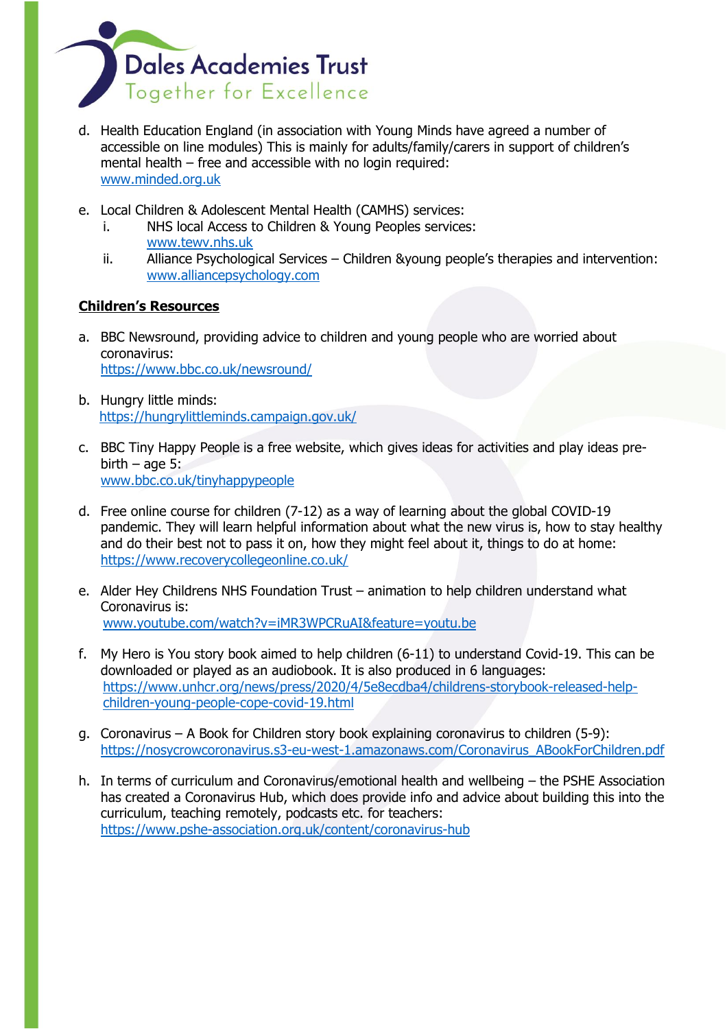d. Health Education England (in association with Young Minds have agreed a number of accessible on line modules) This is mainly for adults/family/carers in support of children's mental health – free and accessible with no login required:
   www.minded.org.uk

e. Local Children & Adolescent Mental Health (CAMHS) services:
   i. NHS local Access to Children & Young Peoples services:
      www.tewv.nhs.uk
   ii. Alliance Psychological Services – Children &young people's therapies and intervention:
      www.alliancepsychology.com

**<u>Children's Resources</u>**

a. BBC Newsround, providing advice to children and young people who are worried about coronavirus:
   https://www.bbc.co.uk/newsround/

b. Hungry little minds:
   https://hungrylittleminds.campaign.gov.uk/

c. BBC Tiny Happy People is a free website, which gives ideas for activities and play ideas pre-birth – age 5:
   www.bbc.co.uk/tinyhappypeople

d. Free online course for children (7-12) as a way of learning about the global COVID-19 pandemic. They will learn helpful information about what the new virus is, how to stay healthy and do their best not to pass it on, how they might feel about it, things to do at home:
   https://www.recoverycollegeonline.co.uk/

e. Alder Hey Childrens NHS Foundation Trust – animation to help children understand what Coronavirus is:
   www.youtube.com/watch?v=iMR3WPCRuAI&feature=youtu.be

f. My Hero is You story book aimed to help children (6-11) to understand Covid-19. This can be downloaded or played as an audiobook. It is also produced in 6 languages:
   https://www.unhcr.org/news/press/2020/4/5e8ecdba4/childrens-storybook-released-help-children-young-people-cope-covid-19.html

g. Coronavirus – A Book for Children story book explaining coronavirus to children (5-9):
   https://nosycrowcoronavirus.s3-eu-west-1.amazonaws.com/Coronavirus_ABookForChildren.pdf

h. In terms of curriculum and Coronavirus/emotional health and wellbeing – the PSHE Association has created a Coronavirus Hub, which does provide info and advice about building this into the curriculum, teaching remotely, podcasts etc. for teachers:
   https://www.pshe-association.org.uk/content/coronavirus-hub